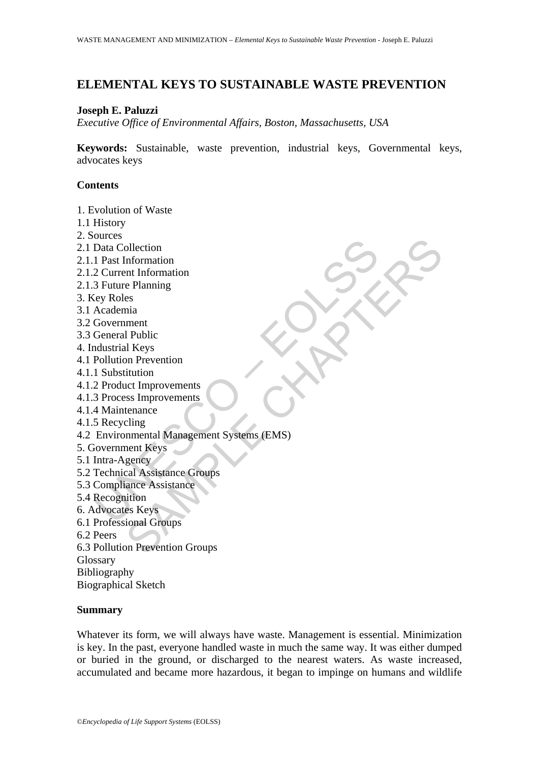# ELEMENTAL KEYS TO SUSTAINABLE WASTE PREVENTION

**Joseph E. Paluzzi**

*Executive Office of Environmental Affairs, Boston, Massachusetts, USA*

**Keywords:** Sustainable, waste prevention, industrial keys, Governmental keys, advocates keys

**Contents**

1. Evolution of Waste
1.1 History
2. Sources
2.1 Data Collection
2.1.1 Past Information
2.1.2 Current Information
2.1.3 Future Planning
3. Key Roles
3.1 Academia
3.2 Government
3.3 General Public
4. Industrial Keys
4.1 Pollution Prevention
4.1.1 Substitution
4.1.2 Product Improvements
4.1.3 Process Improvements
4.1.4 Maintenance
4.1.5 Recycling
4.2 Environmental Management Systems (EMS)
5. Government Keys
5.1 Intra-Agency
5.2 Technical Assistance Groups
5.3 Compliance Assistance
5.4 Recognition
6. Advocates Keys
6.1 Professional Groups
6.2 Peers
6.3 Pollution Prevention Groups
Glossary
Bibliography
Biographical Sketch

**Summary**

Whatever its form, we will always have waste. Management is essential. Minimization is key. In the past, everyone handled waste in much the same way. It was either dumped or buried in the ground, or discharged to the nearest waters. As waste increased, accumulated and became more hazardous, it began to impinge on humans and wildlife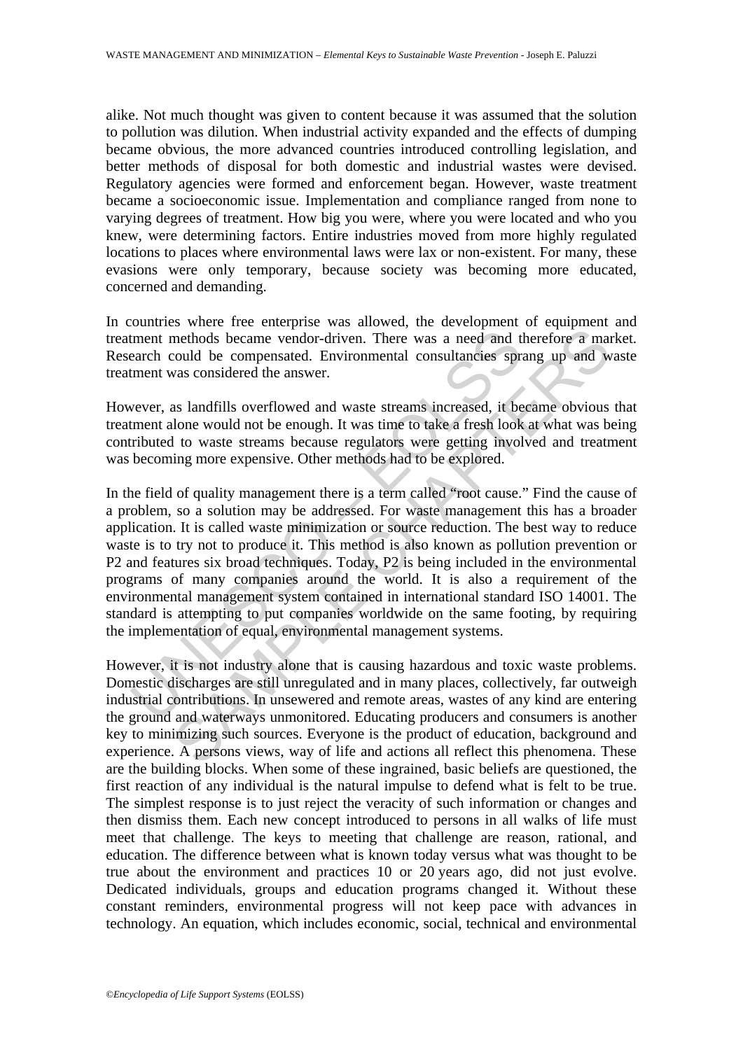alike. Not much thought was given to content because it was assumed that the solution to pollution was dilution. When industrial activity expanded and the effects of dumping became obvious, the more advanced countries introduced controlling legislation, and better methods of disposal for both domestic and industrial wastes were devised. Regulatory agencies were formed and enforcement began. However, waste treatment became a socioeconomic issue. Implementation and compliance ranged from none to varying degrees of treatment. How big you were, where you were located and who you knew, were determining factors. Entire industries moved from more highly regulated locations to places where environmental laws were lax or non-existent. For many, these evasions were only temporary, because society was becoming more educated, concerned and demanding.

In countries where free enterprise was allowed, the development of equipment and treatment methods became vendor-driven. There was a need and therefore a market. Research could be compensated. Environmental consultancies sprang up and waste treatment was considered the answer.

However, as landfills overflowed and waste streams increased, it became obvious that treatment alone would not be enough. It was time to take a fresh look at what was being contributed to waste streams because regulators were getting involved and treatment was becoming more expensive. Other methods had to be explored.

In the field of quality management there is a term called "root cause." Find the cause of a problem, so a solution may be addressed. For waste management this has a broader application. It is called waste minimization or source reduction. The best way to reduce waste is to try not to produce it. This method is also known as pollution prevention or P2 and features six broad techniques. Today, P2 is being included in the environmental programs of many companies around the world. It is also a requirement of the environmental management system contained in international standard ISO 14001. The standard is attempting to put companies worldwide on the same footing, by requiring the implementation of equal, environmental management systems.

However, it is not industry alone that is causing hazardous and toxic waste problems. Domestic discharges are still unregulated and in many places, collectively, far outweigh industrial contributions. In unsewered and remote areas, wastes of any kind are entering the ground and waterways unmonitored. Educating producers and consumers is another key to minimizing such sources. Everyone is the product of education, background and experience. A persons views, way of life and actions all reflect this phenomena. These are the building blocks. When some of these ingrained, basic beliefs are questioned, the first reaction of any individual is the natural impulse to defend what is felt to be true. The simplest response is to just reject the veracity of such information or changes and then dismiss them. Each new concept introduced to persons in all walks of life must meet that challenge. The keys to meeting that challenge are reason, rational, and education. The difference between what is known today versus what was thought to be true about the environment and practices 10 or 20 years ago, did not just evolve. Dedicated individuals, groups and education programs changed it. Without these constant reminders, environmental progress will not keep pace with advances in technology. An equation, which includes economic, social, technical and environmental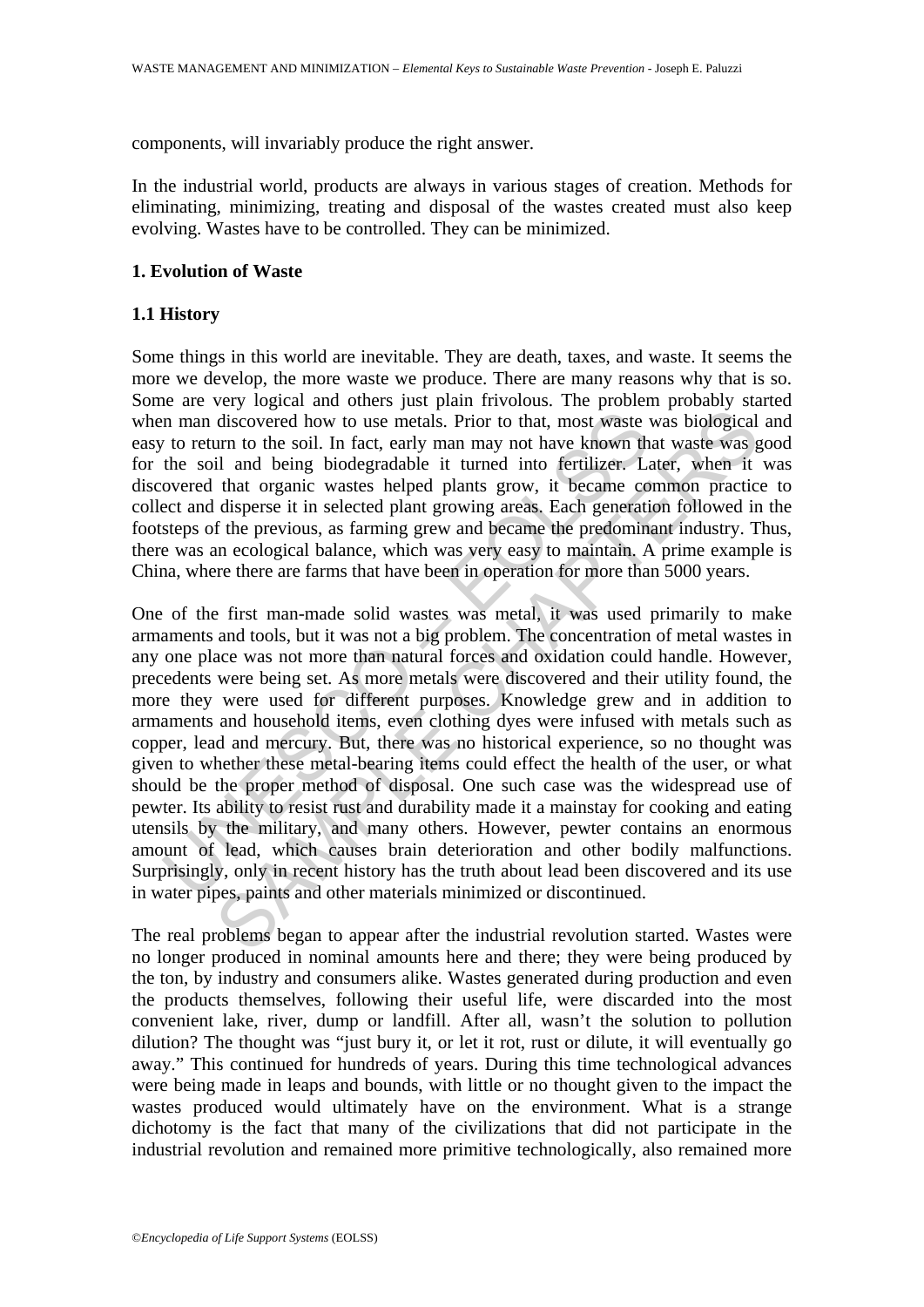components, will invariably produce the right answer.

In the industrial world, products are always in various stages of creation. Methods for eliminating, minimizing, treating and disposal of the wastes created must also keep evolving. Wastes have to be controlled. They can be minimized.

## 1. Evolution of Waste

### 1.1 History

Some things in this world are inevitable. They are death, taxes, and waste. It seems the more we develop, the more waste we produce. There are many reasons why that is so. Some are very logical and others just plain frivolous. The problem probably started when man discovered how to use metals. Prior to that, most waste was biological and easy to return to the soil. In fact, early man may not have known that waste was good for the soil and being biodegradable it turned into fertilizer. Later, when it was discovered that organic wastes helped plants grow, it became common practice to collect and disperse it in selected plant growing areas. Each generation followed in the footsteps of the previous, as farming grew and became the predominant industry. Thus, there was an ecological balance, which was very easy to maintain. A prime example is China, where there are farms that have been in operation for more than 5000 years.

One of the first man-made solid wastes was metal, it was used primarily to make armaments and tools, but it was not a big problem. The concentration of metal wastes in any one place was not more than natural forces and oxidation could handle. However, precedents were being set. As more metals were discovered and their utility found, the more they were used for different purposes. Knowledge grew and in addition to armaments and household items, even clothing dyes were infused with metals such as copper, lead and mercury. But, there was no historical experience, so no thought was given to whether these metal-bearing items could effect the health of the user, or what should be the proper method of disposal. One such case was the widespread use of pewter. Its ability to resist rust and durability made it a mainstay for cooking and eating utensils by the military, and many others. However, pewter contains an enormous amount of lead, which causes brain deterioration and other bodily malfunctions. Surprisingly, only in recent history has the truth about lead been discovered and its use in water pipes, paints and other materials minimized or discontinued.

The real problems began to appear after the industrial revolution started. Wastes were no longer produced in nominal amounts here and there; they were being produced by the ton, by industry and consumers alike. Wastes generated during production and even the products themselves, following their useful life, were discarded into the most convenient lake, river, dump or landfill. After all, wasn't the solution to pollution dilution? The thought was "just bury it, or let it rot, rust or dilute, it will eventually go away." This continued for hundreds of years. During this time technological advances were being made in leaps and bounds, with little or no thought given to the impact the wastes produced would ultimately have on the environment. What is a strange dichotomy is the fact that many of the civilizations that did not participate in the industrial revolution and remained more primitive technologically, also remained more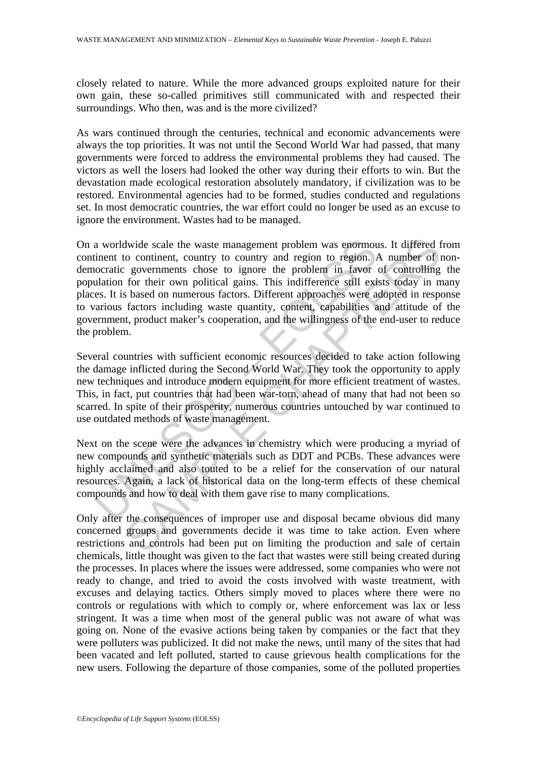closely related to nature. While the more advanced groups exploited nature for their own gain, these so-called primitives still communicated with and respected their surroundings. Who then, was and is the more civilized?

As wars continued through the centuries, technical and economic advancements were always the top priorities. It was not until the Second World War had passed, that many governments were forced to address the environmental problems they had caused. The victors as well the losers had looked the other way during their efforts to win. But the devastation made ecological restoration absolutely mandatory, if civilization was to be restored. Environmental agencies had to be formed, studies conducted and regulations set. In most democratic countries, the war effort could no longer be used as an excuse to ignore the environment. Wastes had to be managed.

On a worldwide scale the waste management problem was enormous. It differed from continent to continent, country to country and region to region. A number of non-democratic governments chose to ignore the problem in favor of controlling the population for their own political gains. This indifference still exists today in many places. It is based on numerous factors. Different approaches were adopted in response to various factors including waste quantity, content, capabilities and attitude of the government, product maker's cooperation, and the willingness of the end-user to reduce the problem.

Several countries with sufficient economic resources decided to take action following the damage inflicted during the Second World War. They took the opportunity to apply new techniques and introduce modern equipment for more efficient treatment of wastes. This, in fact, put countries that had been war-torn, ahead of many that had not been so scarred. In spite of their prosperity, numerous countries untouched by war continued to use outdated methods of waste management.

Next on the scene were the advances in chemistry which were producing a myriad of new compounds and synthetic materials such as DDT and PCBs. These advances were highly acclaimed and also touted to be a relief for the conservation of our natural resources. Again, a lack of historical data on the long-term effects of these chemical compounds and how to deal with them gave rise to many complications.

Only after the consequences of improper use and disposal became obvious did many concerned groups and governments decide it was time to take action. Even where restrictions and controls had been put on limiting the production and sale of certain chemicals, little thought was given to the fact that wastes were still being created during the processes. In places where the issues were addressed, some companies who were not ready to change, and tried to avoid the costs involved with waste treatment, with excuses and delaying tactics. Others simply moved to places where there were no controls or regulations with which to comply or, where enforcement was lax or less stringent. It was a time when most of the general public was not aware of what was going on. None of the evasive actions being taken by companies or the fact that they were polluters was publicized. It did not make the news, until many of the sites that had been vacated and left polluted, started to cause grievous health complications for the new users. Following the departure of those companies, some of the polluted properties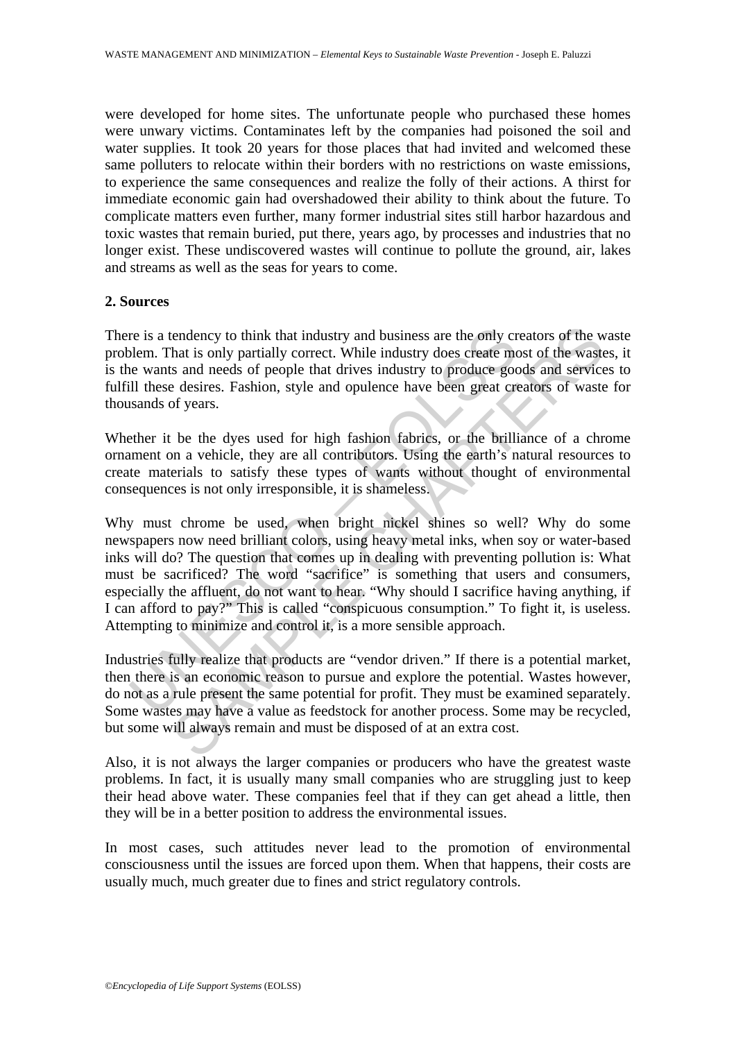were developed for home sites. The unfortunate people who purchased these homes were unwary victims. Contaminates left by the companies had poisoned the soil and water supplies. It took 20 years for those places that had invited and welcomed these same polluters to relocate within their borders with no restrictions on waste emissions, to experience the same consequences and realize the folly of their actions. A thirst for immediate economic gain had overshadowed their ability to think about the future. To complicate matters even further, many former industrial sites still harbor hazardous and toxic wastes that remain buried, put there, years ago, by processes and industries that no longer exist. These undiscovered wastes will continue to pollute the ground, air, lakes and streams as well as the seas for years to come.

## 2. Sources

There is a tendency to think that industry and business are the only creators of the waste problem. That is only partially correct. While industry does create most of the wastes, it is the wants and needs of people that drives industry to produce goods and services to fulfill these desires. Fashion, style and opulence have been great creators of waste for thousands of years.

Whether it be the dyes used for high fashion fabrics, or the brilliance of a chrome ornament on a vehicle, they are all contributors. Using the earth's natural resources to create materials to satisfy these types of wants without thought of environmental consequences is not only irresponsible, it is shameless.

Why must chrome be used, when bright nickel shines so well? Why do some newspapers now need brilliant colors, using heavy metal inks, when soy or water-based inks will do? The question that comes up in dealing with preventing pollution is: What must be sacrificed? The word "sacrifice" is something that users and consumers, especially the affluent, do not want to hear. "Why should I sacrifice having anything, if I can afford to pay?" This is called "conspicuous consumption." To fight it, is useless. Attempting to minimize and control it, is a more sensible approach.

Industries fully realize that products are "vendor driven." If there is a potential market, then there is an economic reason to pursue and explore the potential. Wastes however, do not as a rule present the same potential for profit. They must be examined separately. Some wastes may have a value as feedstock for another process. Some may be recycled, but some will always remain and must be disposed of at an extra cost.

Also, it is not always the larger companies or producers who have the greatest waste problems. In fact, it is usually many small companies who are struggling just to keep their head above water. These companies feel that if they can get ahead a little, then they will be in a better position to address the environmental issues.

In most cases, such attitudes never lead to the promotion of environmental consciousness until the issues are forced upon them. When that happens, their costs are usually much, much greater due to fines and strict regulatory controls.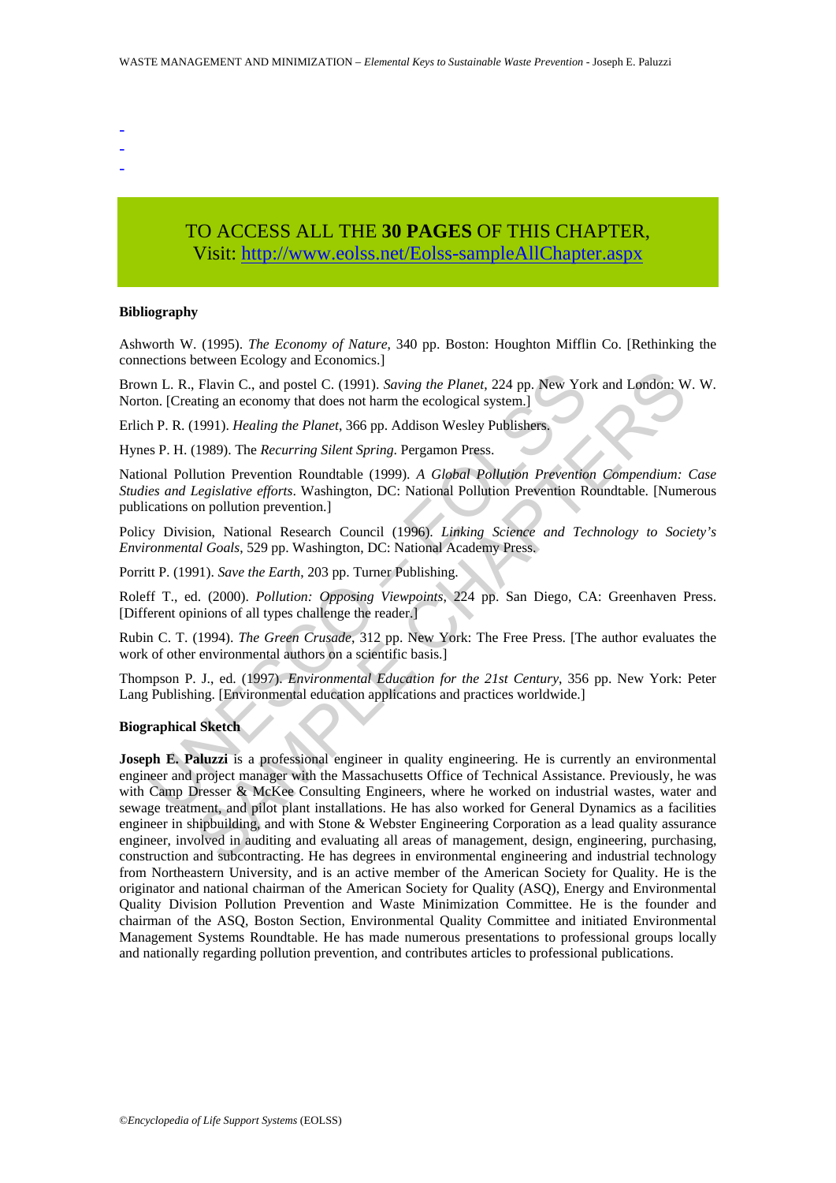-
-
-

TO ACCESS ALL THE **30 PAGES** OF THIS CHAPTER,
Visit: http://www.eolss.net/Eolss-sampleAllChapter.aspx

**Bibliography**

Ashworth W. (1995). *The Economy of Nature*, 340 pp. Boston: Houghton Mifflin Co. [Rethinking the connections between Ecology and Economics.]

Brown L. R., Flavin C., and postel C. (1991). *Saving the Planet*, 224 pp. New York and London: W. W. Norton. [Creating an economy that does not harm the ecological system.]

Erlich P. R. (1991). *Healing the Planet*, 366 pp. Addison Wesley Publishers.

Hynes P. H. (1989). The *Recurring Silent Spring*. Pergamon Press.

National Pollution Prevention Roundtable (1999). *A Global Pollution Prevention Compendium: Case Studies and Legislative efforts*. Washington, DC: National Pollution Prevention Roundtable. [Numerous publications on pollution prevention.]

Policy Division, National Research Council (1996). *Linking Science and Technology to Society's Environmental Goals*, 529 pp. Washington, DC: National Academy Press.

Porritt P. (1991). *Save the Earth*, 203 pp. Turner Publishing.

Roleff T., ed. (2000). *Pollution: Opposing Viewpoints*, 224 pp. San Diego, CA: Greenhaven Press. [Different opinions of all types challenge the reader.]

Rubin C. T. (1994). *The Green Crusade*, 312 pp. New York: The Free Press. [The author evaluates the work of other environmental authors on a scientific basis.]

Thompson P. J., ed. (1997). *Environmental Education for the 21st Century*, 356 pp. New York: Peter Lang Publishing. [Environmental education applications and practices worldwide.]

**Biographical Sketch**

**Joseph E. Paluzzi** is a professional engineer in quality engineering. He is currently an environmental engineer and project manager with the Massachusetts Office of Technical Assistance. Previously, he was with Camp Dresser & McKee Consulting Engineers, where he worked on industrial wastes, water and sewage treatment, and pilot plant installations. He has also worked for General Dynamics as a facilities engineer in shipbuilding, and with Stone & Webster Engineering Corporation as a lead quality assurance engineer, involved in auditing and evaluating all areas of management, design, engineering, purchasing, construction and subcontracting. He has degrees in environmental engineering and industrial technology from Northeastern University, and is an active member of the American Society for Quality. He is the originator and national chairman of the American Society for Quality (ASQ), Energy and Environmental Quality Division Pollution Prevention and Waste Minimization Committee. He is the founder and chairman of the ASQ, Boston Section, Environmental Quality Committee and initiated Environmental Management Systems Roundtable. He has made numerous presentations to professional groups locally and nationally regarding pollution prevention, and contributes articles to professional publications.